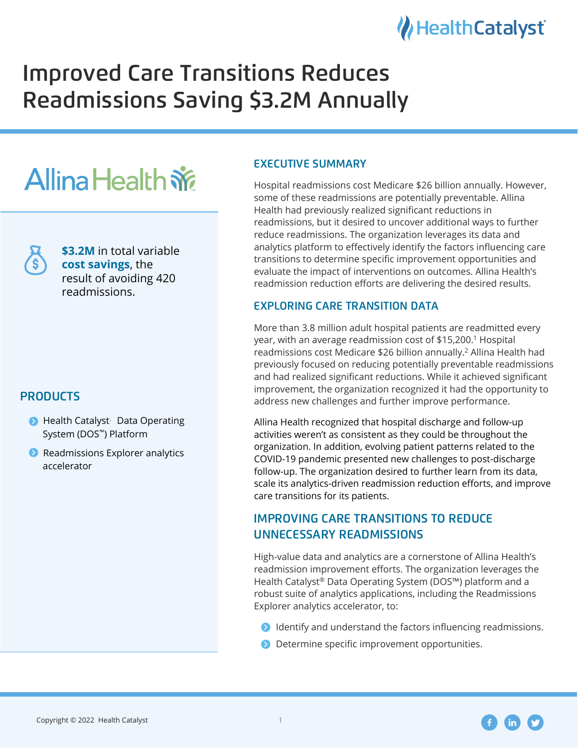# Improved Care Transitions Reduces Readmissions Saving $3.2M Annually

Allina Health

**$3.2M** in total variable **cost savings**, the result of avoiding 420 readmissions.

## PRODUCTS

- Health Catalyst® Data Operating System (DOS™) Platform
- Readmissions Explorer analytics accelerator

## EXECUTIVE SUMMARY

Hospital readmissions cost Medicare $26 billion annually. However, some of these readmissions are potentially preventable. Allina Health had previously realized significant reductions in readmissions, but it desired to uncover additional ways to further reduce readmissions. The organization leverages its data and analytics platform to effectively identify the factors influencing care transitions to determine specific improvement opportunities and evaluate the impact of interventions on outcomes. Allina Health's readmission reduction efforts are delivering the desired results.

## EXPLORING CARE TRANSITION DATA

More than 3.8 million adult hospital patients are readmitted every year, with an average readmission cost of $15,200.[1] Hospital readmissions cost Medicare $26 billion annually.[2] Allina Health had previously focused on reducing potentially preventable readmissions and had realized significant reductions. While it achieved significant improvement, the organization recognized it had the opportunity to address new challenges and further improve performance.

Allina Health recognized that hospital discharge and follow-up activities weren't as consistent as they could be throughout the organization. In addition, evolving patient patterns related to the COVID-19 pandemic presented new challenges to post-discharge follow-up. The organization desired to further learn from its data, scale its analytics-driven readmission reduction efforts, and improve care transitions for its patients.

## IMPROVING CARE TRANSITIONS TO REDUCE UNNECESSARY READMISSIONS

High-value data and analytics are a cornerstone of Allina Health's readmission improvement efforts. The organization leverages the Health Catalyst® Data Operating System (DOS™) platform and a robust suite of analytics applications, including the Readmissions Explorer analytics accelerator, to:

- Identify and understand the factors influencing readmissions.
- Determine specific improvement opportunities.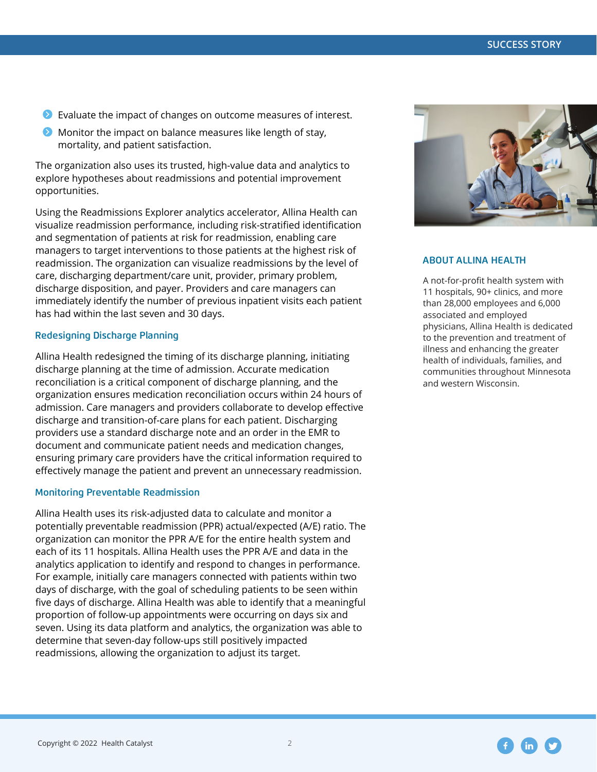- Evaluate the impact of changes on outcome measures of interest.
- Monitor the impact on balance measures like length of stay, mortality, and patient satisfaction.

The organization also uses its trusted, high-value data and analytics to explore hypotheses about readmissions and potential improvement opportunities.

Using the Readmissions Explorer analytics accelerator, Allina Health can visualize readmission performance, including risk-stratified identification and segmentation of patients at risk for readmission, enabling care managers to target interventions to those patients at the highest risk of readmission. The organization can visualize readmissions by the level of care, discharging department/care unit, provider, primary problem, discharge disposition, and payer. Providers and care managers can immediately identify the number of previous inpatient visits each patient has had within the last seven and 30 days.

### Redesigning Discharge Planning

Allina Health redesigned the timing of its discharge planning, initiating discharge planning at the time of admission. Accurate medication reconciliation is a critical component of discharge planning, and the organization ensures medication reconciliation occurs within 24 hours of admission. Care managers and providers collaborate to develop effective discharge and transition-of-care plans for each patient. Discharging providers use a standard discharge note and an order in the EMR to document and communicate patient needs and medication changes, ensuring primary care providers have the critical information required to effectively manage the patient and prevent an unnecessary readmission.

### Monitoring Preventable Readmission

Allina Health uses its risk-adjusted data to calculate and monitor a potentially preventable readmission (PPR) actual/expected (A/E) ratio. The organization can monitor the PPR A/E for the entire health system and each of its 11 hospitals. Allina Health uses the PPR A/E and data in the analytics application to identify and respond to changes in performance. For example, initially care managers connected with patients within two days of discharge, with the goal of scheduling patients to be seen within five days of discharge. Allina Health was able to identify that a meaningful proportion of follow-up appointments were occurring on days six and seven. Using its data platform and analytics, the organization was able to determine that seven-day follow-ups still positively impacted readmissions, allowing the organization to adjust its target.

### ABOUT ALLINA HEALTH

A not-for-profit health system with 11 hospitals, 90+ clinics, and more than 28,000 employees and 6,000 associated and employed physicians, Allina Health is dedicated to the prevention and treatment of illness and enhancing the greater health of individuals, families, and communities throughout Minnesota and western Wisconsin.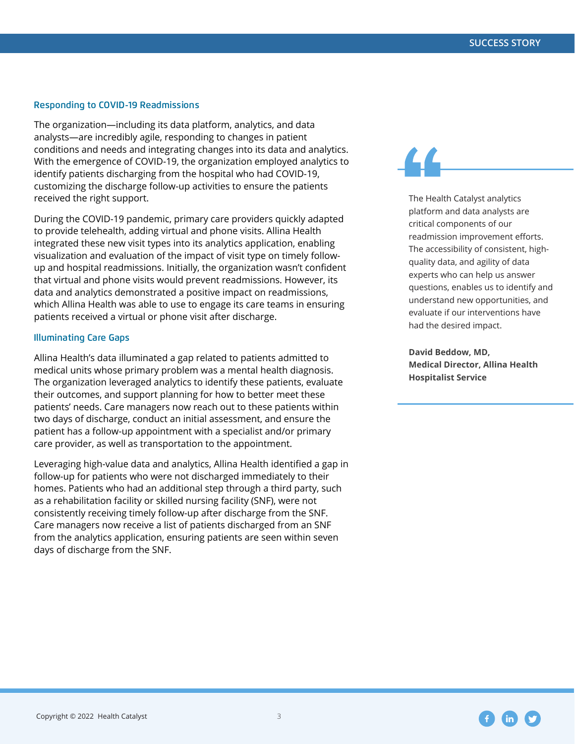## Responding to COVID-19 Readmissions

The organization—including its data platform, analytics, and data analysts—are incredibly agile, responding to changes in patient conditions and needs and integrating changes into its data and analytics. With the emergence of COVID-19, the organization employed analytics to identify patients discharging from the hospital who had COVID-19, customizing the discharge follow-up activities to ensure the patients received the right support.

During the COVID-19 pandemic, primary care providers quickly adapted to provide telehealth, adding virtual and phone visits. Allina Health integrated these new visit types into its analytics application, enabling visualization and evaluation of the impact of visit type on timely follow-up and hospital readmissions. Initially, the organization wasn't confident that virtual and phone visits would prevent readmissions. However, its data and analytics demonstrated a positive impact on readmissions, which Allina Health was able to use to engage its care teams in ensuring patients received a virtual or phone visit after discharge.

## Illuminating Care Gaps

Allina Health's data illuminated a gap related to patients admitted to medical units whose primary problem was a mental health diagnosis. The organization leveraged analytics to identify these patients, evaluate their outcomes, and support planning for how to better meet these patients' needs. Care managers now reach out to these patients within two days of discharge, conduct an initial assessment, and ensure the patient has a follow-up appointment with a specialist and/or primary care provider, as well as transportation to the appointment.

Leveraging high-value data and analytics, Allina Health identified a gap in follow-up for patients who were not discharged immediately to their homes. Patients who had an additional step through a third party, such as a rehabilitation facility or skilled nursing facility (SNF), were not consistently receiving timely follow-up after discharge from the SNF. Care managers now receive a list of patients discharged from an SNF from the analytics application, ensuring patients are seen within seven days of discharge from the SNF.

> The Health Catalyst analytics platform and data analysts are critical components of our readmission improvement efforts. The accessibility of consistent, high-quality data, and agility of data experts who can help us answer questions, enables us to identify and understand new opportunities, and evaluate if our interventions have had the desired impact.
>
> **David Beddow, MD, Medical Director, Allina Health Hospitalist Service**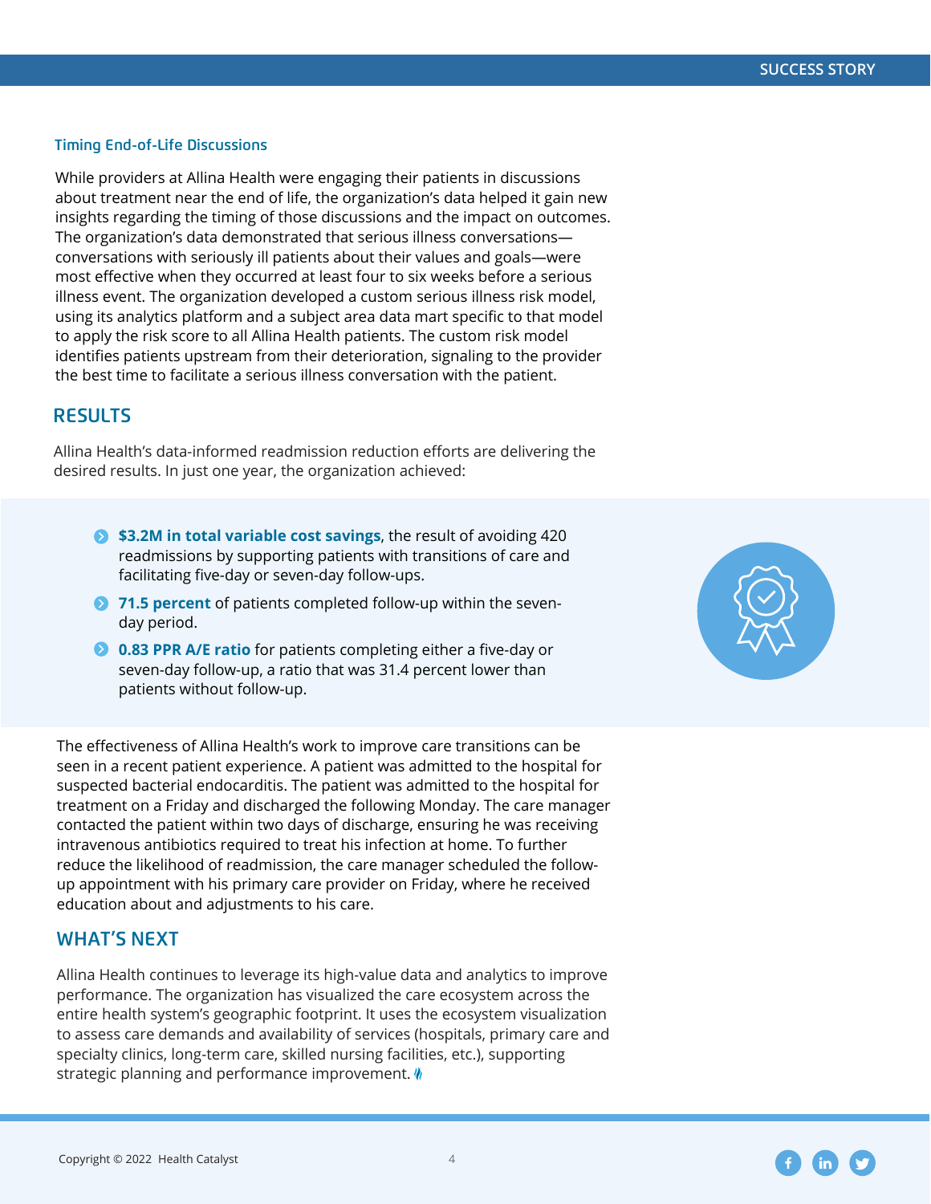### Timing End-of-Life Discussions

While providers at Allina Health were engaging their patients in discussions about treatment near the end of life, the organization's data helped it gain new insights regarding the timing of those discussions and the impact on outcomes. The organization's data demonstrated that serious illness conversations—conversations with seriously ill patients about their values and goals—were most effective when they occurred at least four to six weeks before a serious illness event. The organization developed a custom serious illness risk model, using its analytics platform and a subject area data mart specific to that model to apply the risk score to all Allina Health patients. The custom risk model identifies patients upstream from their deterioration, signaling to the provider the best time to facilitate a serious illness conversation with the patient.

## RESULTS

Allina Health's data-informed readmission reduction efforts are delivering the desired results. In just one year, the organization achieved:

- **$3.2M in total variable cost savings**, the result of avoiding 420 readmissions by supporting patients with transitions of care and facilitating five-day or seven-day follow-ups.
- **71.5 percent** of patients completed follow-up within the seven-day period.
- **0.83 PPR A/E ratio** for patients completing either a five-day or seven-day follow-up, a ratio that was 31.4 percent lower than patients without follow-up.

The effectiveness of Allina Health's work to improve care transitions can be seen in a recent patient experience. A patient was admitted to the hospital for suspected bacterial endocarditis. The patient was admitted to the hospital for treatment on a Friday and discharged the following Monday. The care manager contacted the patient within two days of discharge, ensuring he was receiving intravenous antibiotics required to treat his infection at home. To further reduce the likelihood of readmission, the care manager scheduled the follow-up appointment with his primary care provider on Friday, where he received education about and adjustments to his care.

## WHAT'S NEXT

Allina Health continues to leverage its high-value data and analytics to improve performance. The organization has visualized the care ecosystem across the entire health system's geographic footprint. It uses the ecosystem visualization to assess care demands and availability of services (hospitals, primary care and specialty clinics, long-term care, skilled nursing facilities, etc.), supporting strategic planning and performance improvement.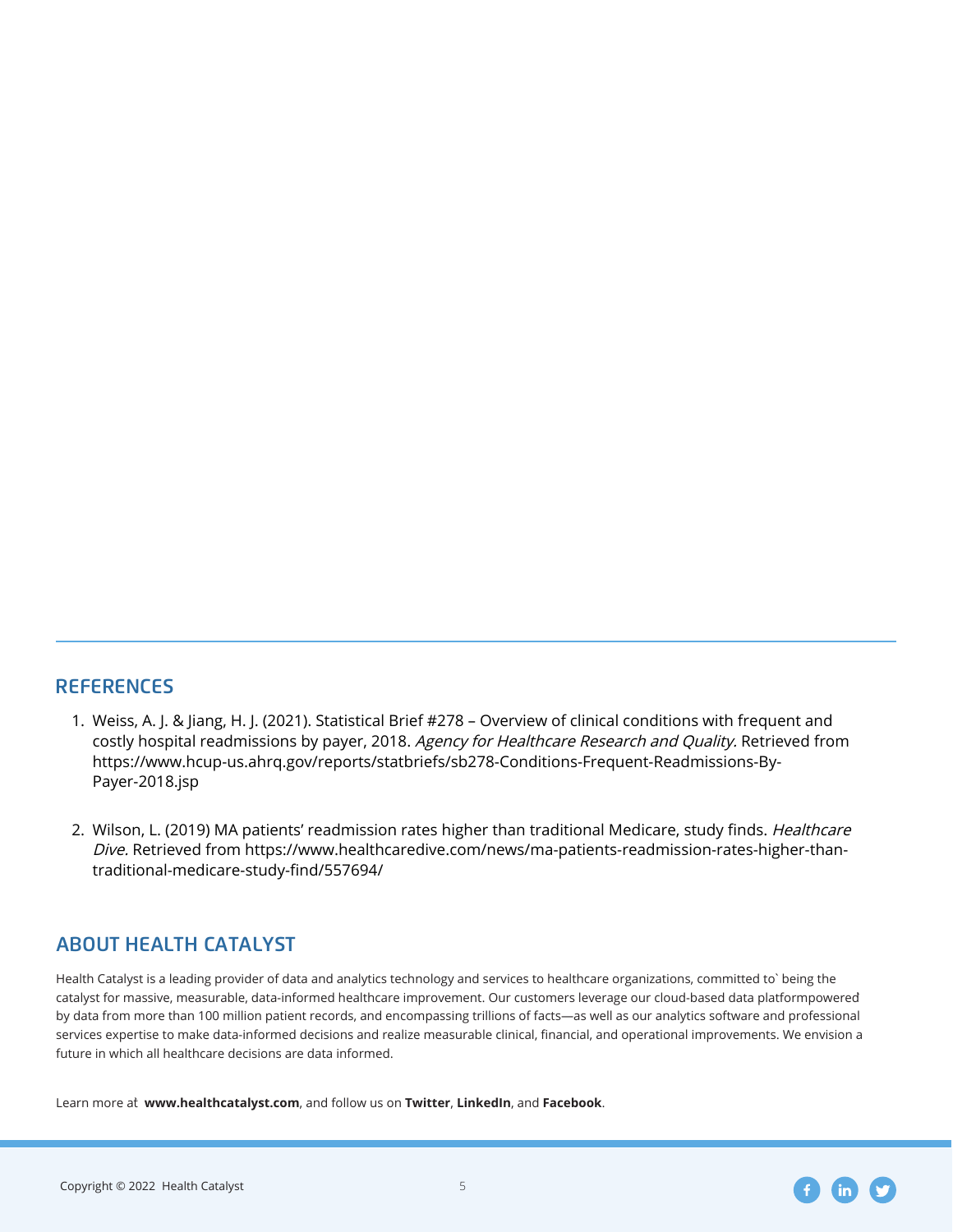## REFERENCES

1. Weiss, A. J. & Jiang, H. J. (2021). Statistical Brief #278 – Overview of clinical conditions with frequent and costly hospital readmissions by payer, 2018. *Agency for Healthcare Research and Quality*. Retrieved from https://www.hcup-us.ahrq.gov/reports/statbriefs/sb278-Conditions-Frequent-Readmissions-By-Payer-2018.jsp

2. Wilson, L. (2019) MA patients' readmission rates higher than traditional Medicare, study finds. *Healthcare Dive*. Retrieved from https://www.healthcaredive.com/news/ma-patients-readmission-rates-higher-than-traditional-medicare-study-find/557694/

## ABOUT HEALTH CATALYST

Health Catalyst is a leading provider of data and analytics technology and services to healthcare organizations, committed to` being the catalyst for massive, measurable, data-informed healthcare improvement. Our customers leverage our cloud-based data platformpowered by data from more than 100 million patient records, and encompassing trillions of facts—as well as our analytics software and professional services expertise to make data-informed decisions and realize measurable clinical, financial, and operational improvements. We envision a future in which all healthcare decisions are data informed.

Learn more at **www.healthcatalyst.com**, and follow us on **Twitter**, **LinkedIn**, and **Facebook**.

Copyright © 2022 Health Catalyst